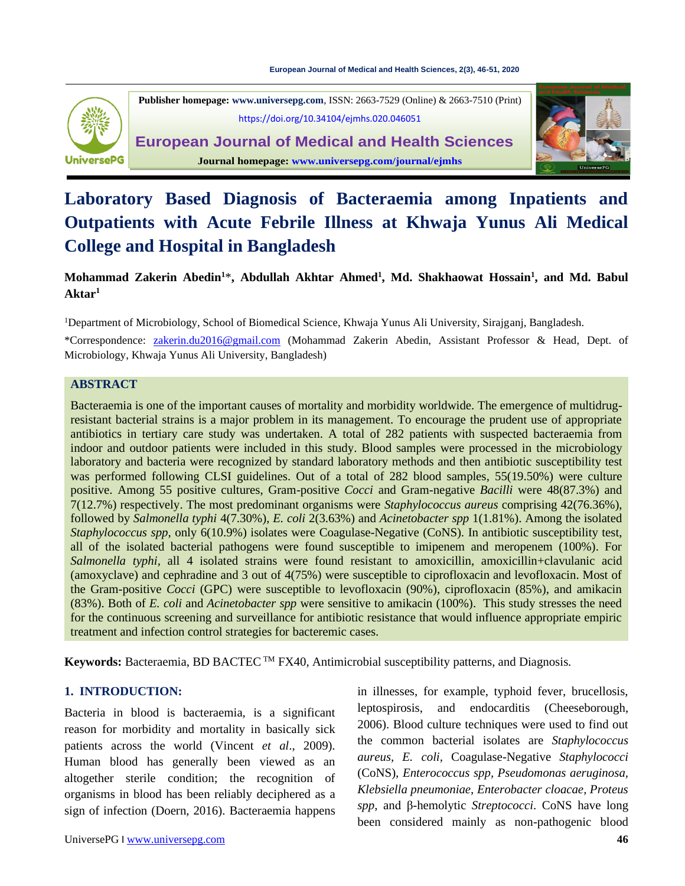Publisher homepage: www.universepg.com, ISSN: 2663-7529 (Online) & 2663-7510 (Print)

https://doi.org/10.34104/ejmhs.020.046051

**European Journal of Medical and Health Sciences**

Journal homepage: www.universepg.com/journal/ejmhs

# Laboratory Based Diagnosis of Bacteraemia among Inpatients and Outpatients with Acute Febrile Illness at Khwaja Yunus Ali Medical College and Hospital in Bangladesh

**Mohammad Zakerin Abedin[1]*, Abdullah Akhtar Ahmed[1], Md. Shakhaowat Hossain[1], and Md. Babul Aktar[1]**

[1]Department of Microbiology, School of Biomedical Science, Khwaja Yunus Ali University, Sirajganj, Bangladesh.

*Correspondence: zakerin.du2016@gmail.com (Mohammad Zakerin Abedin, Assistant Professor & Head, Dept. of Microbiology, Khwaja Yunus Ali University, Bangladesh)

## ABSTRACT

Bacteraemia is one of the important causes of mortality and morbidity worldwide. The emergence of multidrug-resistant bacterial strains is a major problem in its management. To encourage the prudent use of appropriate antibiotics in tertiary care study was undertaken. A total of 282 patients with suspected bacteraemia from indoor and outdoor patients were included in this study. Blood samples were processed in the microbiology laboratory and bacteria were recognized by standard laboratory methods and then antibiotic susceptibility test was performed following CLSI guidelines. Out of a total of 282 blood samples, 55(19.50%) were culture positive. Among 55 positive cultures, Gram-positive *Cocci* and Gram-negative *Bacilli* were 48(87.3%) and 7(12.7%) respectively. The most predominant organisms were *Staphylococcus aureus* comprising 42(76.36%), followed by *Salmonella typhi* 4(7.30%), *E. coli* 2(3.63%) and *Acinetobacter spp* 1(1.81%). Among the isolated *Staphylococcus spp*, only 6(10.9%) isolates were Coagulase-Negative (CoNS). In antibiotic susceptibility test, all of the isolated bacterial pathogens were found susceptible to imipenem and meropenem (100%). For *Salmonella typhi*, all 4 isolated strains were found resistant to amoxicillin, amoxicillin+clavulanic acid (amoxyclave) and cephradine and 3 out of 4(75%) were susceptible to ciprofloxacin and levofloxacin. Most of the Gram-positive *Cocci* (GPC) were susceptible to levofloxacin (90%), ciprofloxacin (85%), and amikacin (83%). Both of *E. coli* and *Acinetobacter spp* were sensitive to amikacin (100%). This study stresses the need for the continuous screening and surveillance for antibiotic resistance that would influence appropriate empiric treatment and infection control strategies for bacteremic cases.

**Keywords:** Bacteraemia, BD BACTEC ™ FX40, Antimicrobial susceptibility patterns, and Diagnosis.

## 1. INTRODUCTION:

Bacteria in blood is bacteraemia, is a significant reason for morbidity and mortality in basically sick patients across the world (Vincent *et al*., 2009). Human blood has generally been viewed as an altogether sterile condition; the recognition of organisms in blood has been reliably deciphered as a sign of infection (Doern, 2016). Bacteraemia happens in illnesses, for example, typhoid fever, brucellosis, leptospirosis, and endocarditis (Cheeseborough, 2006). Blood culture techniques were used to find out the common bacterial isolates are *Staphylococcus aureus*, *E. coli*, Coagulase-Negative *Staphylococci* (CoNS), *Enterococcus spp*, *Pseudomonas aeruginosa*, *Klebsiella pneumoniae*, *Enterobacter cloacae*, *Proteus spp*, and β-hemolytic *Streptococci*. CoNS have long been considered mainly as non-pathogenic blood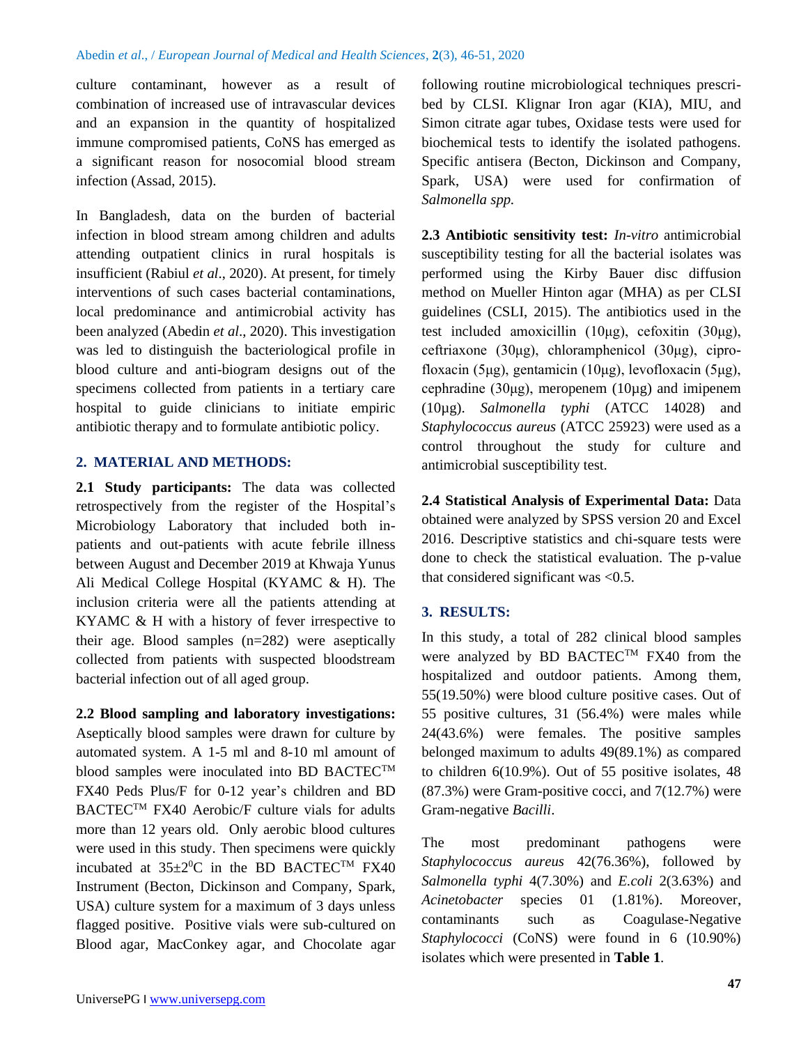culture contaminant, however as a result of combination of increased use of intravascular devices and an expansion in the quantity of hospitalized immune compromised patients, CoNS has emerged as a significant reason for nosocomial blood stream infection (Assad, 2015).

In Bangladesh, data on the burden of bacterial infection in blood stream among children and adults attending outpatient clinics in rural hospitals is insufficient (Rabiul *et al*., 2020). At present, for timely interventions of such cases bacterial contaminations, local predominance and antimicrobial activity has been analyzed (Abedin *et al*., 2020). This investigation was led to distinguish the bacteriological profile in blood culture and anti-biogram designs out of the specimens collected from patients in a tertiary care hospital to guide clinicians to initiate empiric antibiotic therapy and to formulate antibiotic policy.

## 2. MATERIAL AND METHODS:

**2.1 Study participants:** The data was collected retrospectively from the register of the Hospital's Microbiology Laboratory that included both in-patients and out-patients with acute febrile illness between August and December 2019 at Khwaja Yunus Ali Medical College Hospital (KYAMC & H). The inclusion criteria were all the patients attending at KYAMC & H with a history of fever irrespective to their age. Blood samples (n=282) were aseptically collected from patients with suspected bloodstream bacterial infection out of all aged group.

**2.2 Blood sampling and laboratory investigations:** Aseptically blood samples were drawn for culture by automated system. A 1-5 ml and 8-10 ml amount of blood samples were inoculated into BD BACTEC$^{TM}$ FX40 Peds Plus/F for 0-12 year's children and BD BACTEC$^{TM}$ FX40 Aerobic/F culture vials for adults more than 12 years old. Only aerobic blood cultures were used in this study. Then specimens were quickly incubated at $35\pm2^{0}$C in the BD BACTEC$^{TM}$ FX40 Instrument (Becton, Dickinson and Company, Spark, USA) culture system for a maximum of 3 days unless flagged positive. Positive vials were sub-cultured on Blood agar, MacConkey agar, and Chocolate agar following routine microbiological techniques prescribed by CLSI. Klignar Iron agar (KIA), MIU, and Simon citrate agar tubes, Oxidase tests were used for biochemical tests to identify the isolated pathogens. Specific antisera (Becton, Dickinson and Company, Spark, USA) were used for confirmation of *Salmonella spp.*

**2.3 Antibiotic sensitivity test:** *In-vitro* antimicrobial susceptibility testing for all the bacterial isolates was performed using the Kirby Bauer disc diffusion method on Mueller Hinton agar (MHA) as per CLSI guidelines (CSLI, 2015). The antibiotics used in the test included amoxicillin (10μg), cefoxitin (30μg), ceftriaxone (30μg), chloramphenicol (30μg), ciprofloxacin (5μg), gentamicin (10μg), levofloxacin (5μg), cephradine (30μg), meropenem (10μg) and imipenem (10μg). *Salmonella typhi* (ATCC 14028) and *Staphylococcus aureus* (ATCC 25923) were used as a control throughout the study for culture and antimicrobial susceptibility test.

**2.4 Statistical Analysis of Experimental Data:** Data obtained were analyzed by SPSS version 20 and Excel 2016. Descriptive statistics and chi-square tests were done to check the statistical evaluation. The p-value that considered significant was <0.5.

## 3. RESULTS:

In this study, a total of 282 clinical blood samples were analyzed by BD BACTEC$^{TM}$ FX40 from the hospitalized and outdoor patients. Among them, 55(19.50%) were blood culture positive cases. Out of 55 positive cultures, 31 (56.4%) were males while 24(43.6%) were females. The positive samples belonged maximum to adults 49(89.1%) as compared to children 6(10.9%). Out of 55 positive isolates, 48 (87.3%) were Gram-positive cocci, and 7(12.7%) were Gram-negative *Bacilli*.

The most predominant pathogens were *Staphylococcus aureus* 42(76.36%), followed by *Salmonella typhi* 4(7.30%) and *E.coli* 2(3.63%) and *Acinetobacter* species 01 (1.81%). Moreover, contaminants such as Coagulase-Negative *Staphylococci* (CoNS) were found in 6 (10.90%) isolates which were presented in **Table 1**.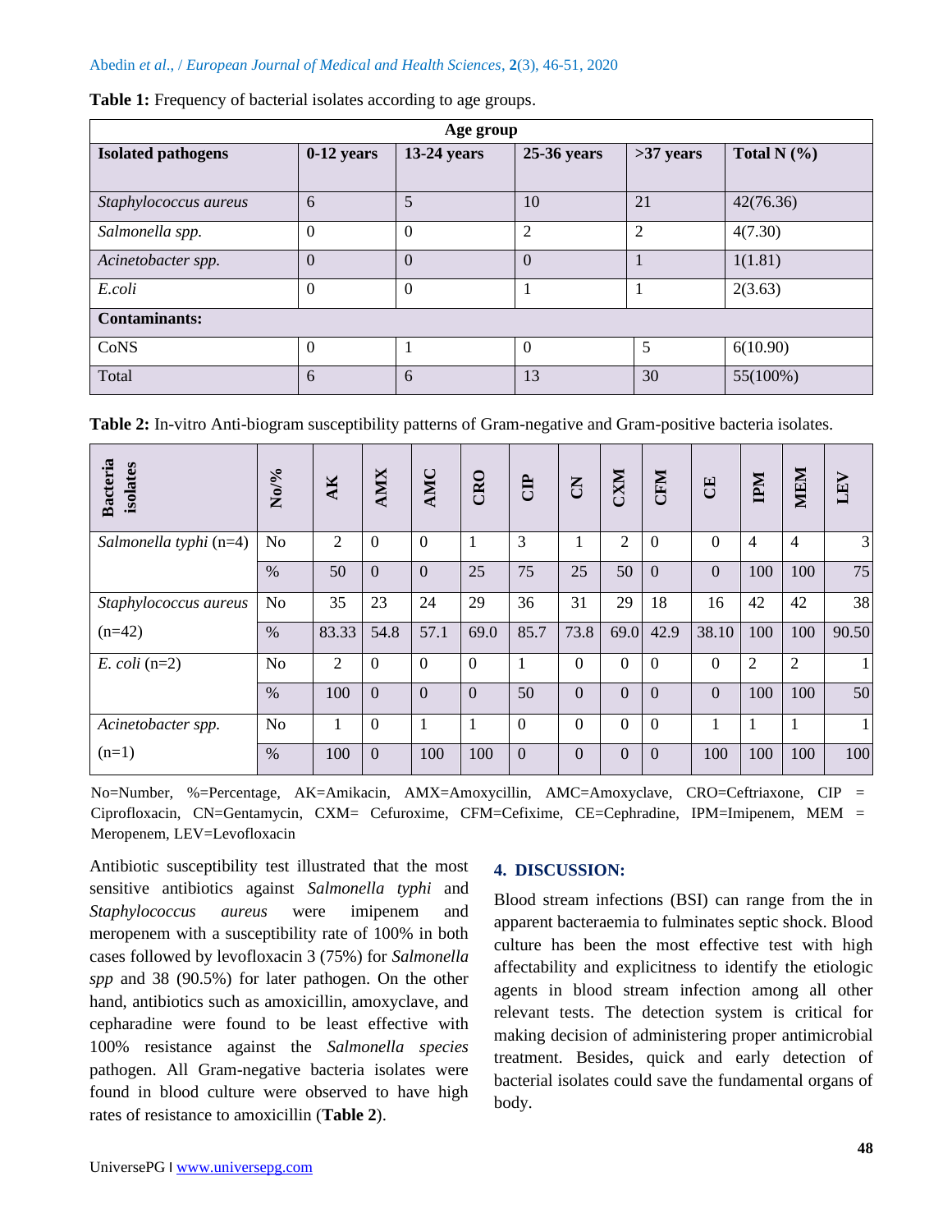**Table 1:** Frequency of bacterial isolates according to age groups.

| Age group | | | | | |
|---|---|---|---|---|---|
| **Isolated pathogens** | **0-12 years** | **13-24 years** | **25-36 years** | **>37 years** | **Total N (%)** |
| *Staphylococcus aureus* | 6 | 5 | 10 | 21 | 42(76.36) |
| *Salmonella spp.* | 0 | 0 | 2 | 2 | 4(7.30) |
| *Acinetobacter spp.* | 0 | 0 | 0 | 1 | 1(1.81) |
| *E.coli* | 0 | 0 | 1 | 1 | 2(3.63) |
| **Contaminants:** | | | | | |
| CoNS | 0 | 1 | 0 | 5 | 6(10.90) |
| Total | 6 | 6 | 13 | 30 | 55(100%) |

**Table 2:** In-vitro Anti-biogram susceptibility patterns of Gram-negative and Gram-positive bacteria isolates.

| **Bacteria isolates** | **No/%** | **AK** | **AMX** | **AMC** | **CRO** | **CIP** | **CN** | **CXM** | **CFM** | **CE** | **IPM** | **MEM** | **LEV** |
|---|---|---|---|---|---|---|---|---|---|---|---|---|---|
| *Salmonella typhi* (n=4) | No | 2 | 0 | 0 | 1 | 3 | 1 | 2 | 0 | 0 | 4 | 4 | 3 |
| | % | 50 | 0 | 0 | 25 | 75 | 25 | 50 | 0 | 0 | 100 | 100 | 75 |
| *Staphylococcus aureus* (n=42) | No | 35 | 23 | 24 | 29 | 36 | 31 | 29 | 18 | 16 | 42 | 42 | 38 |
| | % | 83.33 | 54.8 | 57.1 | 69.0 | 85.7 | 73.8 | 69.0 | 42.9 | 38.10 | 100 | 100 | 90.50 |
| *E. coli* (n=2) | No | 2 | 0 | 0 | 0 | 1 | 0 | 0 | 0 | 0 | 2 | 2 | 1 |
| | % | 100 | 0 | 0 | 0 | 50 | 0 | 0 | 0 | 0 | 100 | 100 | 50 |
| *Acinetobacter spp.* (n=1) | No | 1 | 0 | 1 | 1 | 0 | 0 | 0 | 0 | 1 | 1 | 1 | 1 |
| | % | 100 | 0 | 100 | 100 | 0 | 0 | 0 | 0 | 100 | 100 | 100 | 100 |

No=Number, %=Percentage, AK=Amikacin, AMX=Amoxycillin, AMC=Amoxyclave, CRO=Ceftriaxone, CIP = Ciprofloxacin, CN=Gentamycin, CXM= Cefuroxime, CFM=Cefixime, CE=Cephradine, IPM=Imipenem, MEM = Meropenem, LEV=Levofloxacin

Antibiotic susceptibility test illustrated that the most sensitive antibiotics against *Salmonella typhi* and *Staphylococcus aureus* were imipenem and meropenem with a susceptibility rate of 100% in both cases followed by levofloxacin 3 (75%) for *Salmonella spp* and 38 (90.5%) for later pathogen. On the other hand, antibiotics such as amoxicillin, amoxyclave, and cepharadine were found to be least effective with 100% resistance against the *Salmonella species* pathogen. All Gram-negative bacteria isolates were found in blood culture were observed to have high rates of resistance to amoxicillin (**Table 2**).

## 4. DISCUSSION:

Blood stream infections (BSI) can range from the in apparent bacteraemia to fulminates septic shock. Blood culture has been the most effective test with high affectability and explicitness to identify the etiologic agents in blood stream infection among all other relevant tests. The detection system is critical for making decision of administering proper antimicrobial treatment. Besides, quick and early detection of bacterial isolates could save the fundamental organs of body.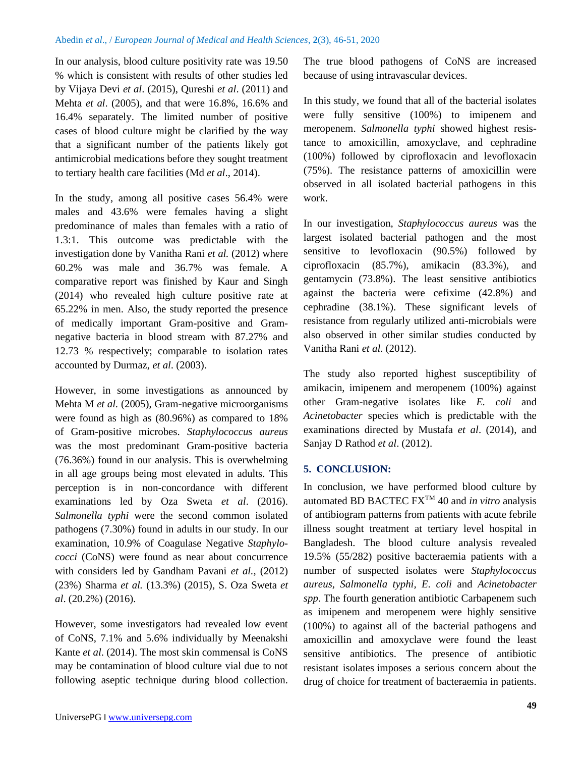In our analysis, blood culture positivity rate was 19.50 % which is consistent with results of other studies led by Vijaya Devi *et al*. (2015), Qureshi *et al*. (2011) and Mehta *et al*. (2005), and that were 16.8%, 16.6% and 16.4% separately. The limited number of positive cases of blood culture might be clarified by the way that a significant number of the patients likely got antimicrobial medications before they sought treatment to tertiary health care facilities (Md *et al*., 2014).

In the study, among all positive cases 56.4% were males and 43.6% were females having a slight predominance of males than females with a ratio of 1.3:1. This outcome was predictable with the investigation done by Vanitha Rani *et al.* (2012) where 60.2% was male and 36.7% was female. A comparative report was finished by Kaur and Singh (2014) who revealed high culture positive rate at 65.22% in men. Also, the study reported the presence of medically important Gram-positive and Gram-negative bacteria in blood stream with 87.27% and 12.73 % respectively; comparable to isolation rates accounted by Durmaz, *et al*. (2003).

However, in some investigations as announced by Mehta M *et al.* (2005), Gram-negative microorganisms were found as high as (80.96%) as compared to 18% of Gram-positive microbes. *Staphylococcus aureus* was the most predominant Gram-positive bacteria (76.36%) found in our analysis. This is overwhelming in all age groups being most elevated in adults. This perception is in non-concordance with different examinations led by Oza Sweta *et al*. (2016). *Salmonella typhi* were the second common isolated pathogens (7.30%) found in adults in our study. In our examination, 10.9% of Coagulase Negative *Staphylococci* (CoNS) were found as near about concurrence with considers led by Gandham Pavani *et al.*, (2012) (23%) Sharma *et al.* (13.3%) (2015), S. Oza Sweta *et al*. (20.2%) (2016).

However, some investigators had revealed low event of CoNS, 7.1% and 5.6% individually by Meenakshi Kante *et al*. (2014). The most skin commensal is CoNS may be contamination of blood culture vial due to not following aseptic technique during blood collection. The true blood pathogens of CoNS are increased because of using intravascular devices.

In this study, we found that all of the bacterial isolates were fully sensitive (100%) to imipenem and meropenem. *Salmonella typhi* showed highest resistance to amoxicillin, amoxyclave, and cephradine (100%) followed by ciprofloxacin and levofloxacin (75%). The resistance patterns of amoxicillin were observed in all isolated bacterial pathogens in this work.

In our investigation, *Staphylococcus aureus* was the largest isolated bacterial pathogen and the most sensitive to levofloxacin (90.5%) followed by ciprofloxacin (85.7%), amikacin (83.3%), and gentamycin (73.8%). The least sensitive antibiotics against the bacteria were cefixime (42.8%) and cephradine (38.1%). These significant levels of resistance from regularly utilized anti-microbials were also observed in other similar studies conducted by Vanitha Rani *et al.* (2012).

The study also reported highest susceptibility of amikacin, imipenem and meropenem (100%) against other Gram-negative isolates like *E. coli* and *Acinetobacter* species which is predictable with the examinations directed by Mustafa *et al*. (2014), and Sanjay D Rathod *et al*. (2012).

## 5. CONCLUSION:

In conclusion, we have performed blood culture by automated BD BACTEC FX™ 40 and *in vitro* analysis of antibiogram patterns from patients with acute febrile illness sought treatment at tertiary level hospital in Bangladesh. The blood culture analysis revealed 19.5% (55/282) positive bacteraemia patients with a number of suspected isolates were *Staphylococcus aureus*, *Salmonella typhi*, *E. coli* and *Acinetobacter spp*. The fourth generation antibiotic Carbapenem such as imipenem and meropenem were highly sensitive (100%) to against all of the bacterial pathogens and amoxicillin and amoxyclave were found the least sensitive antibiotics. The presence of antibiotic resistant isolates imposes a serious concern about the drug of choice for treatment of bacteraemia in patients.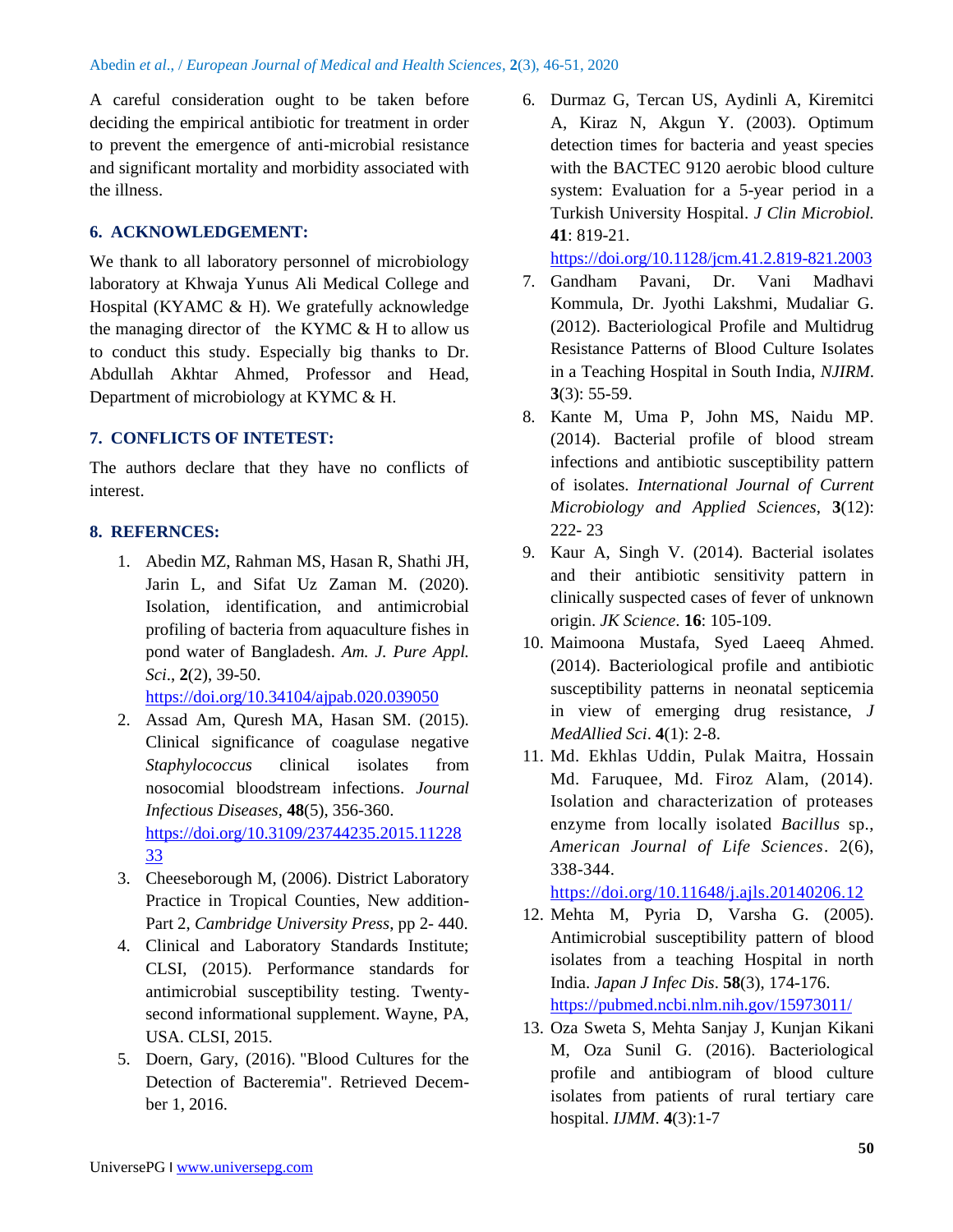A careful consideration ought to be taken before deciding the empirical antibiotic for treatment in order to prevent the emergence of anti-microbial resistance and significant mortality and morbidity associated with the illness.

## 6. ACKNOWLEDGEMENT:

We thank to all laboratory personnel of microbiology laboratory at Khwaja Yunus Ali Medical College and Hospital (KYAMC & H). We gratefully acknowledge the managing director of the KYMC & H to allow us to conduct this study. Especially big thanks to Dr. Abdullah Akhtar Ahmed, Professor and Head, Department of microbiology at KYMC & H.

## 7. CONFLICTS OF INTETEST:

The authors declare that they have no conflicts of interest.

## 8. REFERNCES:

1. Abedin MZ, Rahman MS, Hasan R, Shathi JH, Jarin L, and Sifat Uz Zaman M. (2020). Isolation, identification, and antimicrobial profiling of bacteria from aquaculture fishes in pond water of Bangladesh. *Am. J. Pure Appl. Sci*., **2**(2), 39-50. https://doi.org/10.34104/ajpab.020.039050
2. Assad Am, Quresh MA, Hasan SM. (2015). Clinical significance of coagulase negative *Staphylococcus* clinical isolates from nosocomial bloodstream infections. *Journal Infectious Diseases*, **48**(5), 356-360. https://doi.org/10.3109/23744235.2015.1122833
3. Cheeseborough M, (2006). District Laboratory Practice in Tropical Counties, New addition-Part 2, *Cambridge University Press*, pp 2- 440.
4. Clinical and Laboratory Standards Institute; CLSI, (2015). Performance standards for antimicrobial susceptibility testing. Twenty-second informational supplement. Wayne, PA, USA. CLSI, 2015.
5. Doern, Gary, (2016). "Blood Cultures for the Detection of Bacteremia". Retrieved December 1, 2016.
6. Durmaz G, Tercan US, Aydinli A, Kiremitci A, Kiraz N, Akgun Y. (2003). Optimum detection times for bacteria and yeast species with the BACTEC 9120 aerobic blood culture system: Evaluation for a 5-year period in a Turkish University Hospital. *J Clin Microbiol.* **41**: 819-21. https://doi.org/10.1128/jcm.41.2.819-821.2003
7. Gandham Pavani, Dr. Vani Madhavi Kommula, Dr. Jyothi Lakshmi, Mudaliar G. (2012). Bacteriological Profile and Multidrug Resistance Patterns of Blood Culture Isolates in a Teaching Hospital in South India, *NJIRM*. **3**(3): 55-59.
8. Kante M, Uma P, John MS, Naidu MP. (2014). Bacterial profile of blood stream infections and antibiotic susceptibility pattern of isolates. *International Journal of Current Microbiology and Applied Sciences*, **3**(12): 222- 23
9. Kaur A, Singh V. (2014). Bacterial isolates and their antibiotic sensitivity pattern in clinically suspected cases of fever of unknown origin. *JK Science*. **16**: 105-109.
10. Maimoona Mustafa, Syed Laeeq Ahmed. (2014). Bacteriological profile and antibiotic susceptibility patterns in neonatal septicemia in view of emerging drug resistance, *J MedAllied Sci*. **4**(1): 2-8.
11. Md. Ekhlas Uddin, Pulak Maitra, Hossain Md. Faruquee, Md. Firoz Alam, (2014). Isolation and characterization of proteases enzyme from locally isolated *Bacillus* sp., *American Journal of Life Sciences*. 2(6), 338-344. https://doi.org/10.11648/j.ajls.20140206.12
12. Mehta M, Pyria D, Varsha G. (2005). Antimicrobial susceptibility pattern of blood isolates from a teaching Hospital in north India. *Japan J Infec Dis*. **58**(3), 174-176. https://pubmed.ncbi.nlm.nih.gov/15973011/
13. Oza Sweta S, Mehta Sanjay J, Kunjan Kikani M, Oza Sunil G. (2016). Bacteriological profile and antibiogram of blood culture isolates from patients of rural tertiary care hospital. *IJMM*. **4**(3):1-7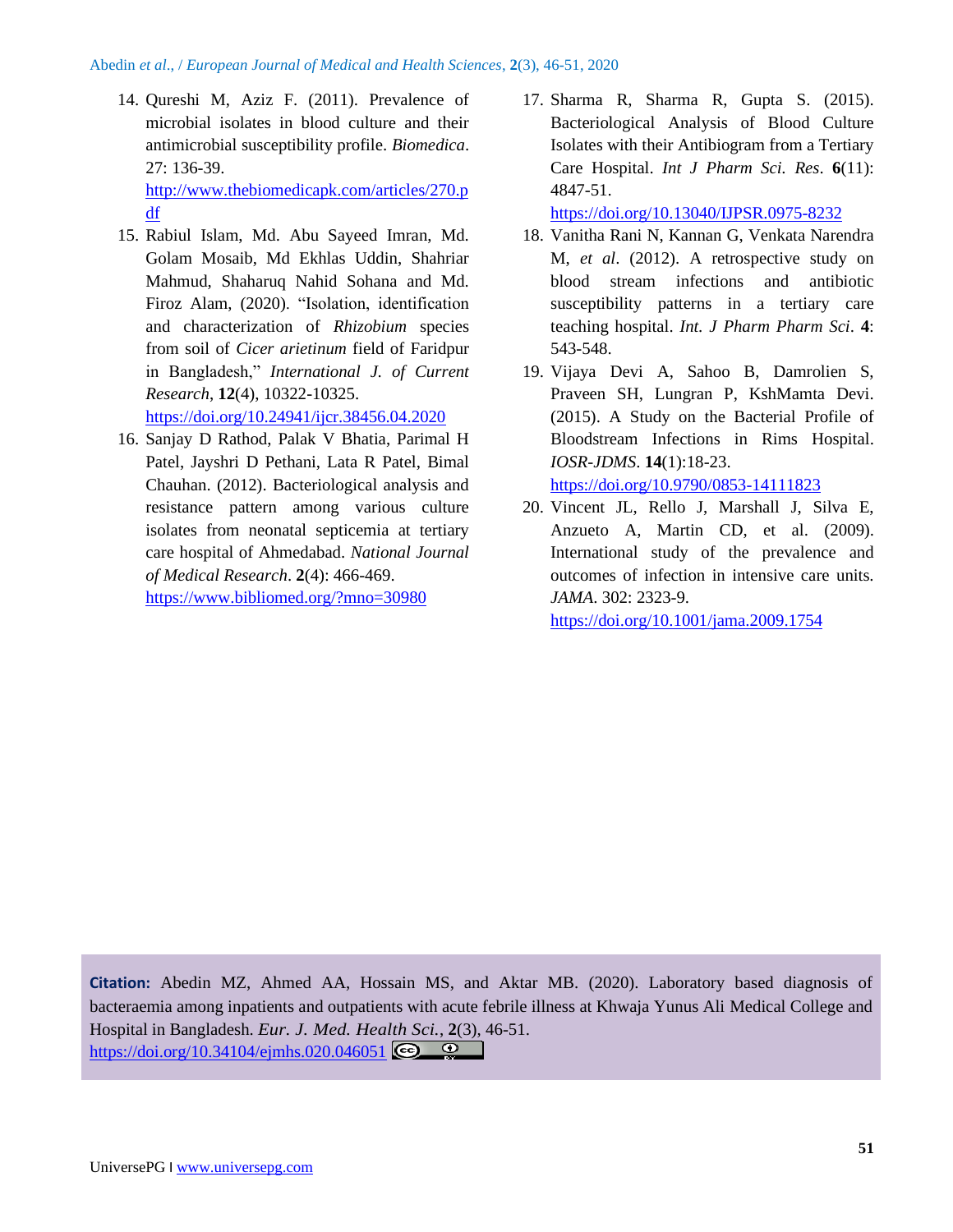14. Qureshi M, Aziz F. (2011). Prevalence of microbial isolates in blood culture and their antimicrobial susceptibility profile. *Biomedica*. 27: 136-39. http://www.thebiomedicapk.com/articles/270.pdf
15. Rabiul Islam, Md. Abu Sayeed Imran, Md. Golam Mosaib, Md Ekhlas Uddin, Shahriar Mahmud, Shaharuq Nahid Sohana and Md. Firoz Alam, (2020). "Isolation, identification and characterization of *Rhizobium* species from soil of *Cicer arietinum* field of Faridpur in Bangladesh," *International J. of Current Research*, **12**(4), 10322-10325. https://doi.org/10.24941/ijcr.38456.04.2020
16. Sanjay D Rathod, Palak V Bhatia, Parimal H Patel, Jayshri D Pethani, Lata R Patel, Bimal Chauhan. (2012). Bacteriological analysis and resistance pattern among various culture isolates from neonatal septicemia at tertiary care hospital of Ahmedabad. *National Journal of Medical Research*. **2**(4): 466-469. https://www.bibliomed.org/?mno=30980
17. Sharma R, Sharma R, Gupta S. (2015). Bacteriological Analysis of Blood Culture Isolates with their Antibiogram from a Tertiary Care Hospital. *Int J Pharm Sci. Res*. **6**(11): 4847-51. https://doi.org/10.13040/IJPSR.0975-8232
18. Vanitha Rani N, Kannan G, Venkata Narendra M, *et al*. (2012). A retrospective study on blood stream infections and antibiotic susceptibility patterns in a tertiary care teaching hospital. *Int. J Pharm Pharm Sci*. **4**: 543-548.
19. Vijaya Devi A, Sahoo B, Damrolien S, Praveen SH, Lungran P, KshMamta Devi. (2015). A Study on the Bacterial Profile of Bloodstream Infections in Rims Hospital. *IOSR-JDMS*. **14**(1):18-23. https://doi.org/10.9790/0853-14111823
20. Vincent JL, Rello J, Marshall J, Silva E, Anzueto A, Martin CD, et al. (2009). International study of the prevalence and outcomes of infection in intensive care units. *JAMA*. 302: 2323-9. https://doi.org/10.1001/jama.2009.1754

**Citation:** Abedin MZ, Ahmed AA, Hossain MS, and Aktar MB. (2020). Laboratory based diagnosis of bacteraemia among inpatients and outpatients with acute febrile illness at Khwaja Yunus Ali Medical College and Hospital in Bangladesh. *Eur. J. Med. Health Sci.*, **2**(3), 46-51. https://doi.org/10.34104/ejmhs.020.046051